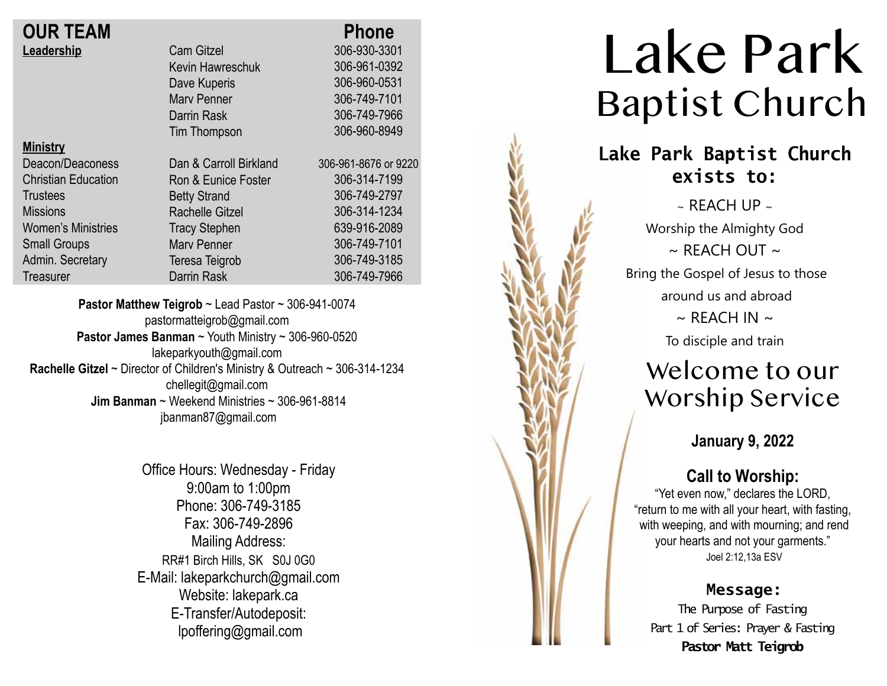## OUR TEAM

| | | Phone |
|---|---|---|
| **Leadership** | Cam Gitzel | 306-930-3301 |
| | Kevin Hawreschuk | 306-961-0392 |
| | Dave Kuperis | 306-960-0531 |
| | Marv Penner | 306-749-7101 |
| | Darrin Rask | 306-749-7966 |
| | Tim Thompson | 306-960-8949 |
| **Ministry** | | |
| Deacon/Deaconess | Dan & Carroll Birkland | 306-961-8676 or 9220 |
| Christian Education | Ron & Eunice Foster | 306-314-7199 |
| Trustees | Betty Strand | 306-749-2797 |
| Missions | Rachelle Gitzel | 306-314-1234 |
| Women's Ministries | Tracy Stephen | 639-916-2089 |
| Small Groups | Marv Penner | 306-749-7101 |
| Admin. Secretary | Teresa Teigrob | 306-749-3185 |
| Treasurer | Darrin Rask | 306-749-7966 |

**Pastor Matthew Teigrob** ~ Lead Pastor ~ 306-941-0074
pastormatteigrob@gmail.com
**Pastor James Banman** ~ Youth Ministry ~ 306-960-0520
lakeparkyouth@gmail.com
**Rachelle Gitzel** ~ Director of Children's Ministry & Outreach ~ 306-314-1234
chellegit@gmail.com
**Jim Banman** ~ Weekend Ministries ~ 306-961-8814
jbanman87@gmail.com

Office Hours: Wednesday - Friday
9:00am to 1:00pm
Phone: 306-749-3185
Fax: 306-749-2896
Mailing Address:
RR#1 Birch Hills, SK S0J 0G0
E-Mail: lakeparkchurch@gmail.com
Website: lakepark.ca
E-Transfer/Autodeposit:
lpoffering@gmail.com

# Lake Park Baptist Church

### Lake Park Baptist Church exists to:

~ REACH UP ~
Worship the Almighty God
~ REACH OUT ~
Bring the Gospel of Jesus to those around us and abroad
~ REACH IN ~
To disciple and train

## Welcome to our Worship Service

**January 9, 2022**

### Call to Worship:

"Yet even now," declares the LORD, "return to me with all your heart, with fasting, with weeping, and with mourning; and rend your hearts and not your garments."
Joel 2:12,13a ESV

### Message:

The Purpose of Fasting
Part 1 of Series: Prayer & Fasting
**Pastor Matt Teigrob**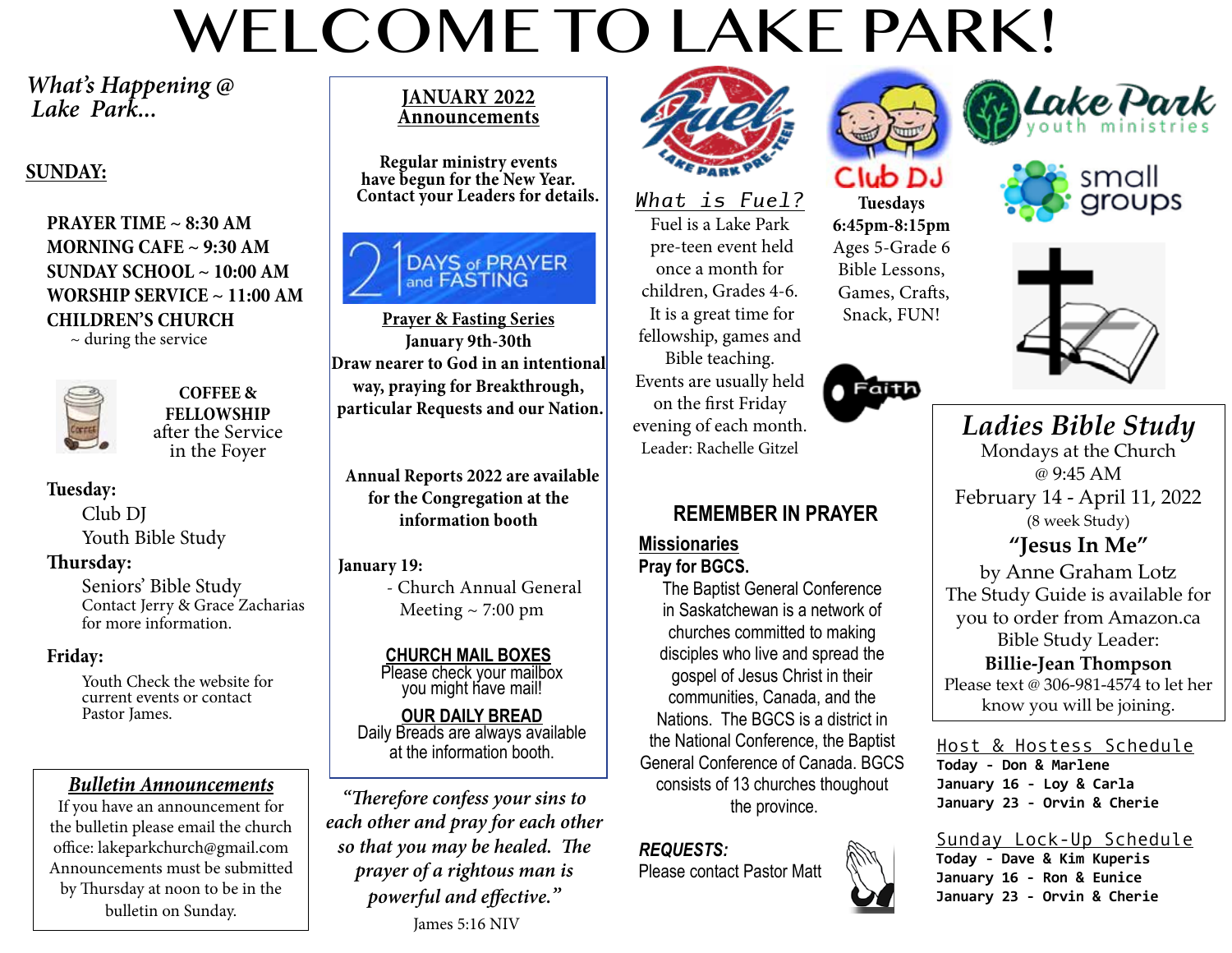# WELCOME TO LAKE PARK!

*What's Happening @ Lake Park...*

**SUNDAY:**

**PRAYER TIME ~ 8:30 AM**
**MORNING CAFE ~ 9:30 AM**
**SUNDAY SCHOOL ~ 10:00 AM**
**WORSHIP SERVICE ~ 11:00 AM**
**CHILDREN'S CHURCH**
~ during the service

**COFFEE & FELLOWSHIP**
after the Service
in the Foyer

**Tuesday:**
Club DJ
Youth Bible Study

**Thursday:**
Seniors' Bible Study
Contact Jerry & Grace Zacharias for more information.

**Friday:**
Youth Check the website for current events or contact Pastor James.

### *Bulletin Announcements*

If you have an announcement for the bulletin please email the church office: lakeparkchurch@gmail.com Announcements must be submitted by Thursday at noon to be in the bulletin on Sunday.

## JANUARY 2022 Announcements

**Regular ministry events have begun for the New Year. Contact your Leaders for details.**

21 DAYS of PRAYER and FASTING

**Prayer & Fasting Series**
**January 9th-30th**
**Draw nearer to God in an intentional way, praying for Breakthrough, particular Requests and our Nation.**

**Annual Reports 2022 are available for the Congregation at the information booth**

**January 19:**
- Church Annual General Meeting ~ 7:00 pm

**CHURCH MAIL BOXES**
Please check your mailbox you might have mail!

**OUR DAILY BREAD**
Daily Breads are always available at the information booth.

*"Therefore confess your sins to each other and pray for each other so that you may be healed. The prayer of a rightous man is powerful and effective."*
James 5:16 NIV

Fuel Lake Park Pre-Teen

*What is Fuel?*
Fuel is a Lake Park pre-teen event held once a month for children, Grades 4-6. It is a great time for fellowship, games and Bible teaching. Events are usually held on the first Friday evening of each month.
Leader: Rachelle Gitzel

Club DJ
**Tuesdays**
**6:45pm-8:15pm**
Ages 5-Grade 6
Bible Lessons, Games, Crafts, Snack, FUN!

Faith

Lake Park youth ministries

small groups

### REMEMBER IN PRAYER

**Missionaries**
**Pray for BGCS.**
The Baptist General Conference in Saskatchewan is a network of churches committed to making disciples who live and spread the gospel of Jesus Christ in their communities, Canada, and the Nations. The BGCS is a district in the National Conference, the Baptist General Conference of Canada. BGCS consists of 13 churches thoughout the province.

***REQUESTS:***
Please contact Pastor Matt

## *Ladies Bible Study*

Mondays at the Church
@ 9:45 AM
February 14 - April 11, 2022
(8 week Study)
**"Jesus In Me"**
by Anne Graham Lotz
The Study Guide is available for you to order from Amazon.ca
Bible Study Leader:
**Billie-Jean Thompson**
Please text @ 306-981-4574 to let her know you will be joining.

Host & Hostess Schedule
**Today - Don & Marlene**
**January 16 - Loy & Carla**
**January 23 - Orvin & Cherie**

Sunday Lock-Up Schedule
**Today - Dave & Kim Kuperis**
**January 16 - Ron & Eunice**
**January 23 - Orvin & Cherie**